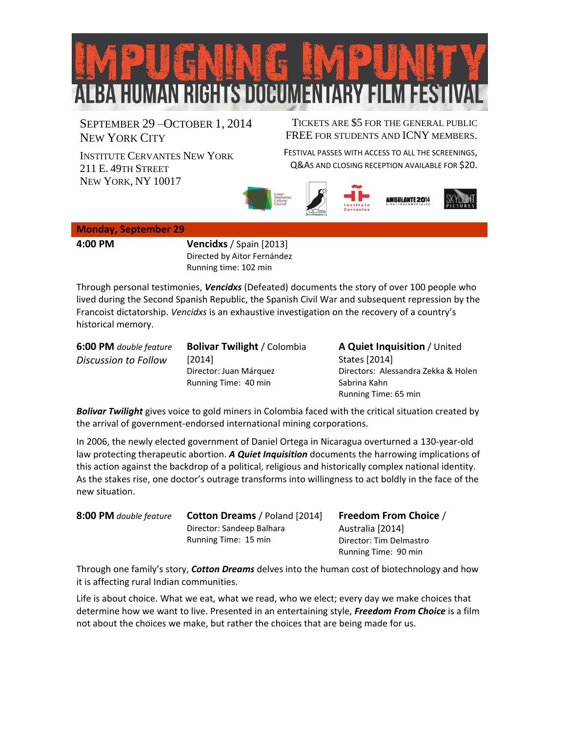# IMPUGNING IMPUNITY

## ALBA HUMAN RIGHTS DOCUMENTARY FILM FESTIVAL

SEPTEMBER 29 –OCTOBER 1, 2014
NEW YORK CITY

INSTITUTE CERVANTES NEW YORK
211 E. 49TH STREET
NEW YORK, NY 10017

TICKETS ARE $5 FOR THE GENERAL PUBLIC
FREE FOR STUDENTS AND ICNY MEMBERS.

FESTIVAL PASSES WITH ACCESS TO ALL THE SCREENINGS, Q&AS AND CLOSING RECEPTION AVAILABLE FOR $20.

### Monday, September 29

**4:00 PM**

**Vencidxs** / Spain [2013]
Directed by Aitor Fernández
Running time: 102 min

Through personal testimonies, ***Vencidxs*** (Defeated) documents the story of over 100 people who lived during the Second Spanish Republic, the Spanish Civil War and subsequent repression by the Francoist dictatorship. *Vencidxs* is an exhaustive investigation on the recovery of a country's historical memory.

**6:00 PM** *double feature*
*Discussion to Follow*

**Bolivar Twilight** / Colombia [2014]
Director: Juan Márquez
Running Time: 40 min

**A Quiet Inquisition** / United States [2014]
Directors: Alessandra Zekka & Holen Sabrina Kahn
Running Time: 65 min

***Bolivar Twilight*** gives voice to gold miners in Colombia faced with the critical situation created by the arrival of government-endorsed international mining corporations.

In 2006, the newly elected government of Daniel Ortega in Nicaragua overturned a 130-year-old law protecting therapeutic abortion. ***A Quiet Inquisition*** documents the harrowing implications of this action against the backdrop of a political, religious and historically complex national identity. As the stakes rise, one doctor's outrage transforms into willingness to act boldly in the face of the new situation.

**8:00 PM** *double feature*

**Cotton Dreams** / Poland [2014]
Director: Sandeep Balhara
Running Time: 15 min

**Freedom From Choice** / Australia [2014]
Director: Tim Delmastro
Running Time: 90 min

Through one family's story, ***Cotton Dreams*** delves into the human cost of biotechnology and how it is affecting rural Indian communities.

Life is about choice. What we eat, what we read, who we elect; every day we make choices that determine how we want to live. Presented in an entertaining style, ***Freedom From Choice*** is a film not about the choices we make, but rather the choices that are being made for us.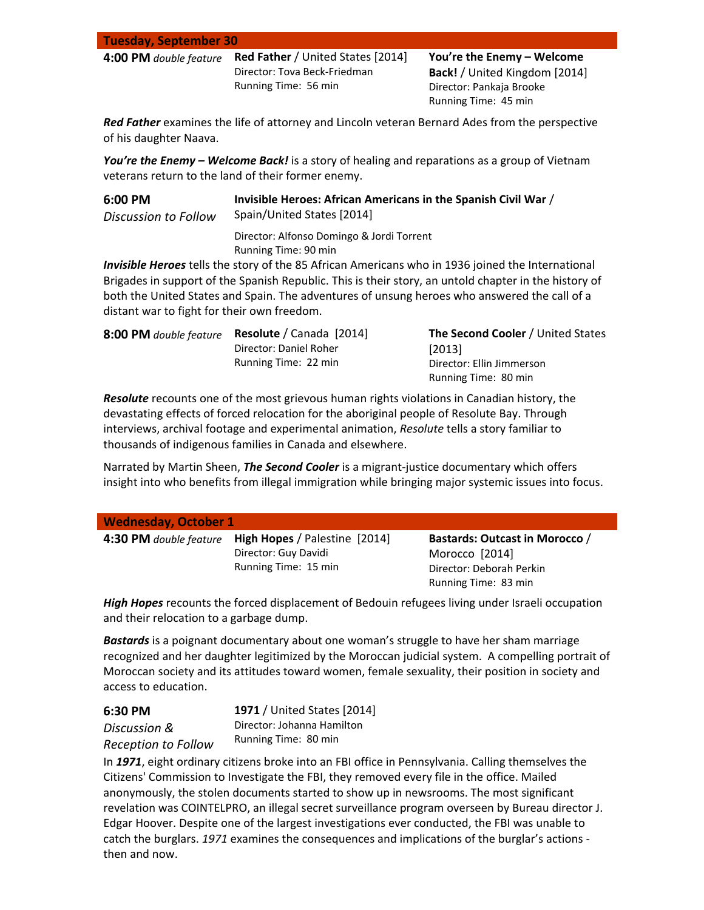## Tuesday, September 30

**4:00 PM** *double feature*

**Red Father** / United States [2014]
Director: Tova Beck-Friedman
Running Time: 56 min

**You're the Enemy – Welcome Back!** / United Kingdom [2014]
Director: Pankaja Brooke
Running Time: 45 min

***Red Father*** examines the life of attorney and Lincoln veteran Bernard Ades from the perspective of his daughter Naava.

***You're the Enemy – Welcome Back!*** is a story of healing and reparations as a group of Vietnam veterans return to the land of their former enemy.

**6:00 PM**
*Discussion to Follow*

**Invisible Heroes: African Americans in the Spanish Civil War** / Spain/United States [2014]
Director: Alfonso Domingo & Jordi Torrent
Running Time: 90 min

***Invisible Heroes*** tells the story of the 85 African Americans who in 1936 joined the International Brigades in support of the Spanish Republic. This is their story, an untold chapter in the history of both the United States and Spain. The adventures of unsung heroes who answered the call of a distant war to fight for their own freedom.

**8:00 PM** *double feature*

**Resolute** / Canada [2014]
Director: Daniel Roher
Running Time: 22 min

**The Second Cooler** / United States [2013]
Director: Ellin Jimmerson
Running Time: 80 min

***Resolute*** recounts one of the most grievous human rights violations in Canadian history, the devastating effects of forced relocation for the aboriginal people of Resolute Bay. Through interviews, archival footage and experimental animation, *Resolute* tells a story familiar to thousands of indigenous families in Canada and elsewhere.

Narrated by Martin Sheen, ***The Second Cooler*** is a migrant-justice documentary which offers insight into who benefits from illegal immigration while bringing major systemic issues into focus.

## Wednesday, October 1

**4:30 PM** *double feature*

**High Hopes** / Palestine [2014]
Director: Guy Davidi
Running Time: 15 min

**Bastards: Outcast in Morocco** / Morocco [2014]
Director: Deborah Perkin
Running Time: 83 min

***High Hopes*** recounts the forced displacement of Bedouin refugees living under Israeli occupation and their relocation to a garbage dump.

***Bastards*** is a poignant documentary about one woman's struggle to have her sham marriage recognized and her daughter legitimized by the Moroccan judicial system. A compelling portrait of Moroccan society and its attitudes toward women, female sexuality, their position in society and access to education.

**6:30 PM**
*Discussion & Reception to Follow*

**1971** / United States [2014]
Director: Johanna Hamilton
Running Time: 80 min

In ***1971***, eight ordinary citizens broke into an FBI office in Pennsylvania. Calling themselves the Citizens' Commission to Investigate the FBI, they removed every file in the office. Mailed anonymously, the stolen documents started to show up in newsrooms. The most significant revelation was COINTELPRO, an illegal secret surveillance program overseen by Bureau director J. Edgar Hoover. Despite one of the largest investigations ever conducted, the FBI was unable to catch the burglars. *1971* examines the consequences and implications of the burglar's actions - then and now.